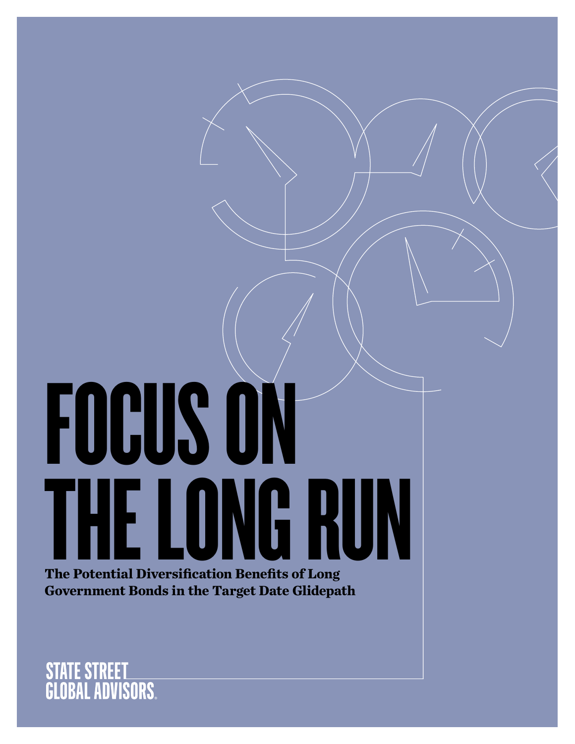# FOCUS ON THE LONG RUN

**The Potential Diversification Benefits of Long Government Bonds in the Target Date Glidepath**

STATE STREET GLOBAL ADVISORS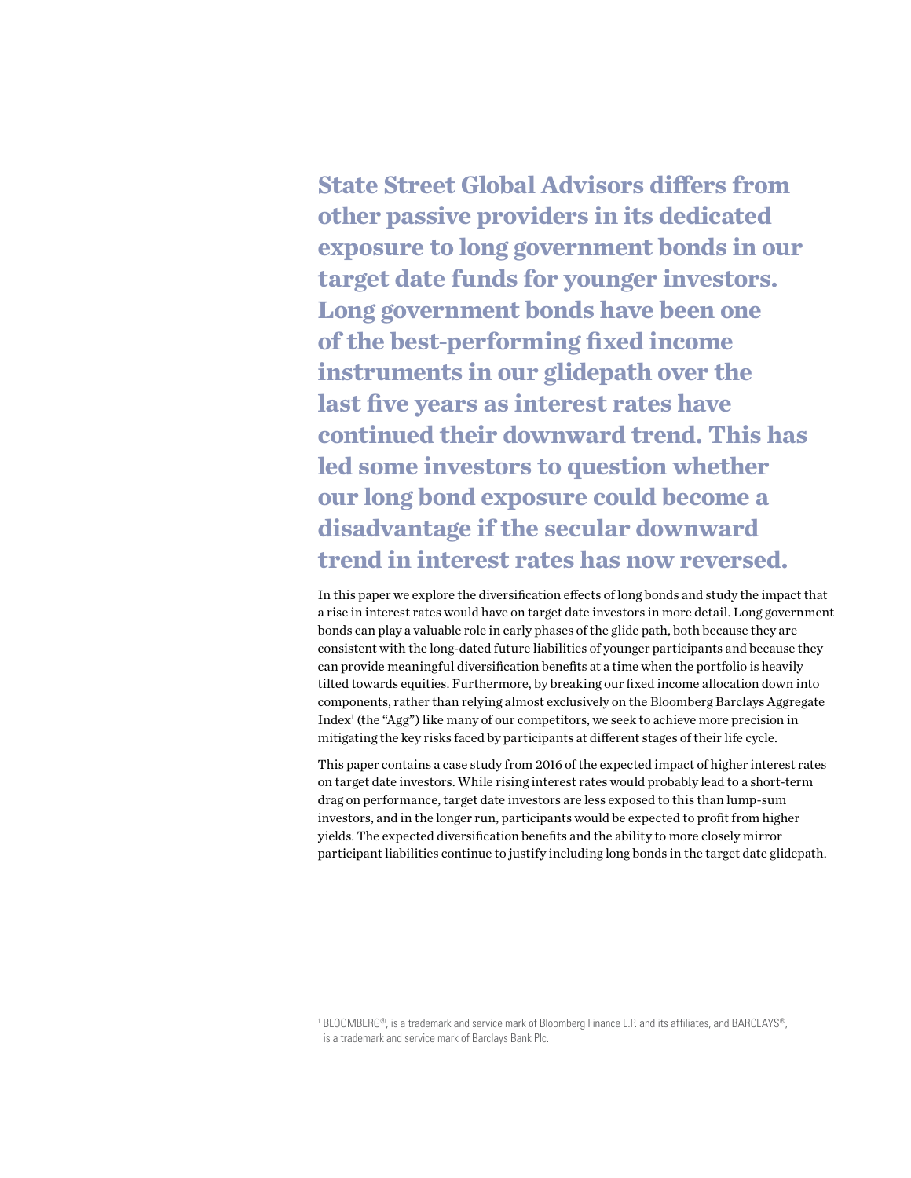**State Street Global Advisors differs from other passive providers in its dedicated exposure to long government bonds in our target date funds for younger investors. Long government bonds have been one of the best-performing fixed income instruments in our glidepath over the last five years as interest rates have continued their downward trend. This has led some investors to question whether our long bond exposure could become a disadvantage if the secular downward trend in interest rates has now reversed.**

In this paper we explore the diversification effects of long bonds and study the impact that a rise in interest rates would have on target date investors in more detail. Long government bonds can play a valuable role in early phases of the glide path, both because they are consistent with the long-dated future liabilities of younger participants and because they can provide meaningful diversification benefits at a time when the portfolio is heavily tilted towards equities. Furthermore, by breaking our fixed income allocation down into components, rather than relying almost exclusively on the Bloomberg Barclays Aggregate Index[1] (the "Agg") like many of our competitors, we seek to achieve more precision in mitigating the key risks faced by participants at different stages of their life cycle.

This paper contains a case study from 2016 of the expected impact of higher interest rates on target date investors. While rising interest rates would probably lead to a short-term drag on performance, target date investors are less exposed to this than lump-sum investors, and in the longer run, participants would be expected to profit from higher yields. The expected diversification benefits and the ability to more closely mirror participant liabilities continue to justify including long bonds in the target date glidepath.

[1] BLOOMBERG®, is a trademark and service mark of Bloomberg Finance L.P. and its affiliates, and BARCLAYS®, is a trademark and service mark of Barclays Bank Plc.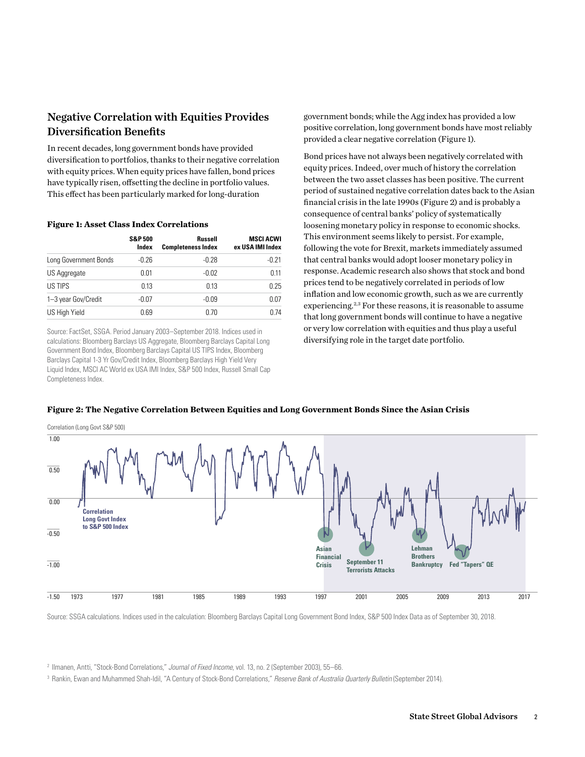## Negative Correlation with Equities Provides Diversification Benefits

In recent decades, long government bonds have provided diversification to portfolios, thanks to their negative correlation with equity prices. When equity prices have fallen, bond prices have typically risen, offsetting the decline in portfolio values. This effect has been particularly marked for long-duration government bonds; while the Agg index has provided a low positive correlation, long government bonds have most reliably provided a clear negative correlation (Figure 1).

**Figure 1: Asset Class Index Correlations**

| | S&P 500 Index | Russell Completeness Index | MSCI ACWI ex USA IMI Index |
|---|---|---|---|
| Long Government Bonds | -0.26 | -0.28 | -0.21 |
| US Aggregate | 0.01 | -0.02 | 0.11 |
| US TIPS | 0.13 | 0.13 | 0.25 |
| 1–3 year Gov/Credit | -0.07 | -0.09 | 0.07 |
| US High Yield | 0.69 | 0.70 | 0.74 |

Source: FactSet, SSGA. Period January 2003–September 2018. Indices used in calculations: Bloomberg Barclays US Aggregate, Bloomberg Barclays Capital Long Government Bond Index, Bloomberg Barclays Capital US TIPS Index, Bloomberg Barclays Capital 1-3 Yr Gov/Credit Index, Bloomberg Barclays High Yield Very Liquid Index, MSCI AC World ex USA IMI Index, S&P 500 Index, Russell Small Cap Completeness Index.

Bond prices have not always been negatively correlated with equity prices. Indeed, over much of history the correlation between the two asset classes has been positive. The current period of sustained negative correlation dates back to the Asian financial crisis in the late 1990s (Figure 2) and is probably a consequence of central banks' policy of systematically loosening monetary policy in response to economic shocks. This environment seems likely to persist. For example, following the vote for Brexit, markets immediately assumed that central banks would adopt looser monetary policy in response. Academic research also shows that stock and bond prices tend to be negatively correlated in periods of low inflation and low economic growth, such as we are currently experiencing.[2,3] For these reasons, it is reasonable to assume that long government bonds will continue to have a negative or very low correlation with equities and thus play a useful diversifying role in the target date portfolio.

**Figure 2: The Negative Correlation Between Equities and Long Government Bonds Since the Asian Crisis**

Source: SSGA calculations. Indices used in the calculation: Bloomberg Barclays Capital Long Government Bond Index, S&P 500 Index Data as of September 30, 2018.

[2] Ilmanen, Antti, "Stock-Bond Correlations," *Journal of Fixed Income*, vol. 13, no. 2 (September 2003), 55–66.

[3] Rankin, Ewan and Muhammed Shah-Idil, "A Century of Stock-Bond Correlations," *Reserve Bank of Australia Quarterly Bulletin* (September 2014).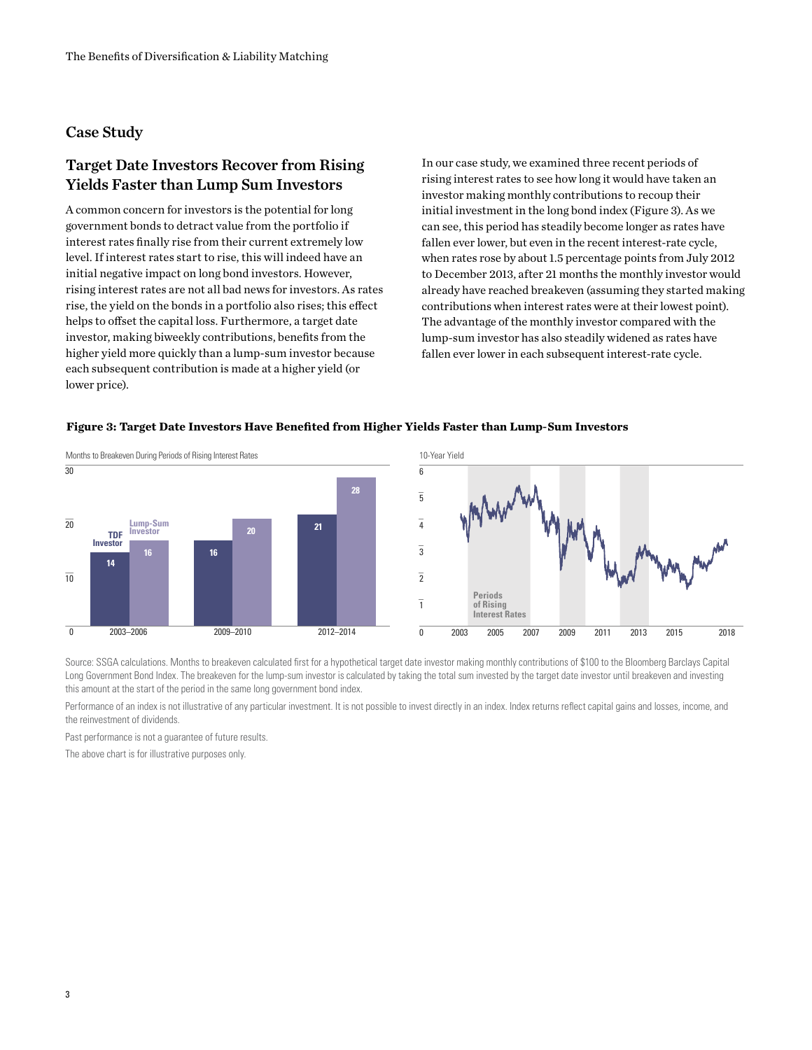## Case Study

### Target Date Investors Recover from Rising Yields Faster than Lump Sum Investors

A common concern for investors is the potential for long government bonds to detract value from the portfolio if interest rates finally rise from their current extremely low level. If interest rates start to rise, this will indeed have an initial negative impact on long bond investors. However, rising interest rates are not all bad news for investors. As rates rise, the yield on the bonds in a portfolio also rises; this effect helps to offset the capital loss. Furthermore, a target date investor, making biweekly contributions, benefits from the higher yield more quickly than a lump-sum investor because each subsequent contribution is made at a higher yield (or lower price).

In our case study, we examined three recent periods of rising interest rates to see how long it would have taken an investor making monthly contributions to recoup their initial investment in the long bond index (Figure 3). As we can see, this period has steadily become longer as rates have fallen ever lower, but even in the recent interest-rate cycle, when rates rose by about 1.5 percentage points from July 2012 to December 2013, after 21 months the monthly investor would already have reached breakeven (assuming they started making contributions when interest rates were at their lowest point). The advantage of the monthly investor compared with the lump-sum investor has also steadily widened as rates have fallen ever lower in each subsequent interest-rate cycle.

**Figure 3: Target Date Investors Have Benefited from Higher Yields Faster than Lump-Sum Investors**

Months to Breakeven During Periods of Rising Interest Rates

| Period | TDF Investor | Lump-Sum Investor |
|---|---|---|
| 2003–2006 | 14 | 16 |
| 2009–2010 | 16 | 20 |
| 2012–2014 | 21 | 28 |

Source: SSGA calculations. Months to breakeven calculated first for a hypothetical target date investor making monthly contributions of $100 to the Bloomberg Barclays Capital Long Government Bond Index. The breakeven for the lump-sum investor is calculated by taking the total sum invested by the target date investor until breakeven and investing this amount at the start of the period in the same long government bond index.

Performance of an index is not illustrative of any particular investment. It is not possible to invest directly in an index. Index returns reflect capital gains and losses, income, and the reinvestment of dividends.

Past performance is not a guarantee of future results.

The above chart is for illustrative purposes only.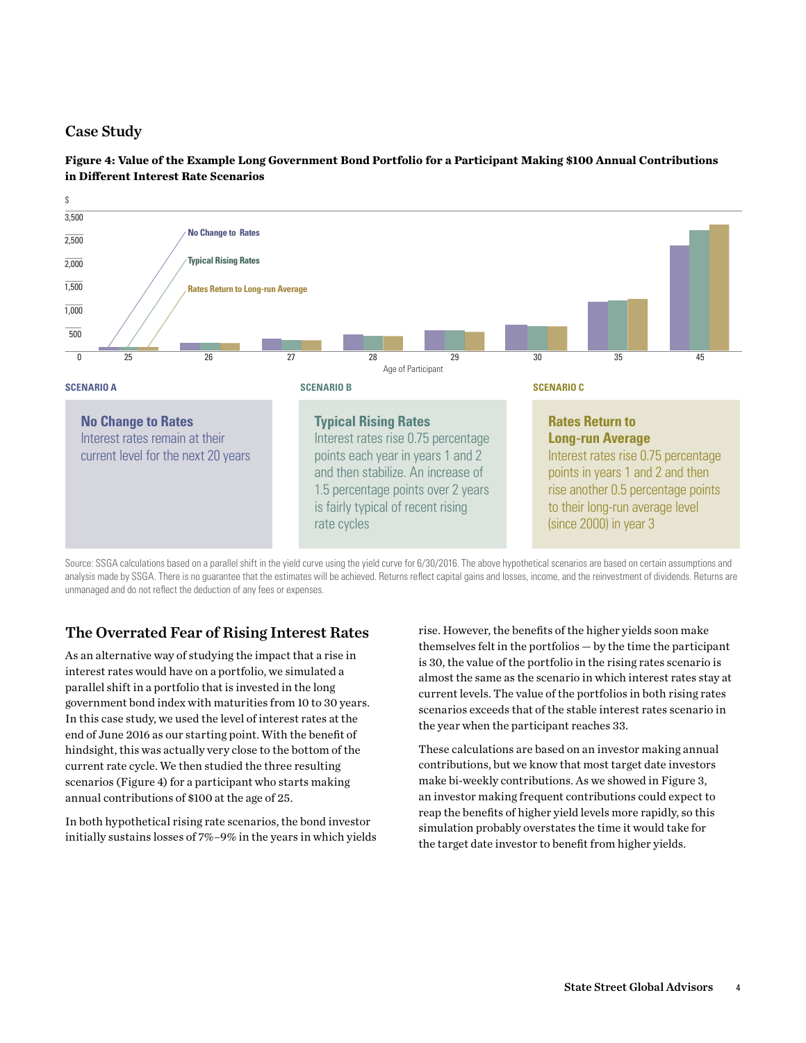## Case Study

**Figure 4: Value of the Example Long Government Bond Portfolio for a Participant Making $100 Annual Contributions in Different Interest Rate Scenarios**

**SCENARIO A**

**No Change to Rates**
Interest rates remain at their current level for the next 20 years

**SCENARIO B**

**Typical Rising Rates**
Interest rates rise 0.75 percentage points each year in years 1 and 2 and then stabilize. An increase of 1.5 percentage points over 2 years is fairly typical of recent rising rate cycles

**SCENARIO C**

**Rates Return to Long-run Average**
Interest rates rise 0.75 percentage points in years 1 and 2 and then rise another 0.5 percentage points to their long-run average level (since 2000) in year 3

Source: SSGA calculations based on a parallel shift in the yield curve using the yield curve for 6/30/2016. The above hypothetical scenarios are based on certain assumptions and analysis made by SSGA. There is no guarantee that the estimates will be achieved. Returns reflect capital gains and losses, income, and the reinvestment of dividends. Returns are unmanaged and do not reflect the deduction of any fees or expenses.

## The Overrated Fear of Rising Interest Rates

As an alternative way of studying the impact that a rise in interest rates would have on a portfolio, we simulated a parallel shift in a portfolio that is invested in the long government bond index with maturities from 10 to 30 years. In this case study, we used the level of interest rates at the end of June 2016 as our starting point. With the benefit of hindsight, this was actually very close to the bottom of the current rate cycle. We then studied the three resulting scenarios (Figure 4) for a participant who starts making annual contributions of $100 at the age of 25.

In both hypothetical rising rate scenarios, the bond investor initially sustains losses of 7%–9% in the years in which yields rise. However, the benefits of the higher yields soon make themselves felt in the portfolios — by the time the participant is 30, the value of the portfolio in the rising rates scenario is almost the same as the scenario in which interest rates stay at current levels. The value of the portfolios in both rising rates scenarios exceeds that of the stable interest rates scenario in the year when the participant reaches 33.

These calculations are based on an investor making annual contributions, but we know that most target date investors make bi-weekly contributions. As we showed in Figure 3, an investor making frequent contributions could expect to reap the benefits of higher yield levels more rapidly, so this simulation probably overstates the time it would take for the target date investor to benefit from higher yields.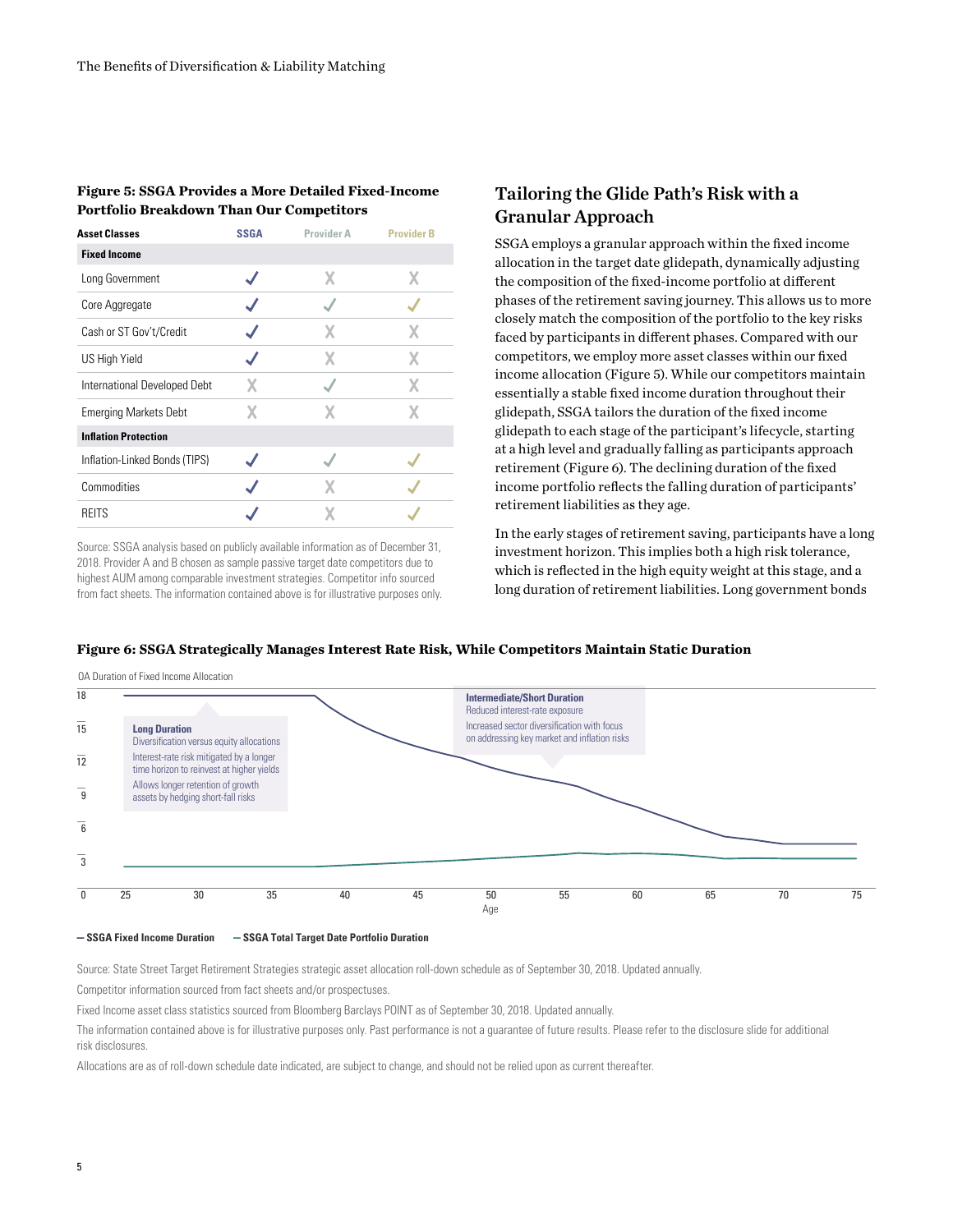**Figure 5: SSGA Provides a More Detailed Fixed-Income Portfolio Breakdown Than Our Competitors**

| Asset Classes | SSGA | Provider A | Provider B |
|---|---|---|---|
| **Fixed Income** | | | |
| Long Government | ✓ | X | X |
| Core Aggregate | ✓ | ✓ | ✓ |
| Cash or ST Gov't/Credit | ✓ | X | X |
| US High Yield | ✓ | X | X |
| International Developed Debt | X | ✓ | X |
| Emerging Markets Debt | X | X | X |
| **Inflation Protection** | | | |
| Inflation-Linked Bonds (TIPS) | ✓ | ✓ | ✓ |
| Commodities | ✓ | X | ✓ |
| REITS | ✓ | X | ✓ |

Source: SSGA analysis based on publicly available information as of December 31, 2018. Provider A and B chosen as sample passive target date competitors due to highest AUM among comparable investment strategies. Competitor info sourced from fact sheets. The information contained above is for illustrative purposes only.

## Tailoring the Glide Path's Risk with a Granular Approach

SSGA employs a granular approach within the fixed income allocation in the target date glidepath, dynamically adjusting the composition of the fixed-income portfolio at different phases of the retirement saving journey. This allows us to more closely match the composition of the portfolio to the key risks faced by participants in different phases. Compared with our competitors, we employ more asset classes within our fixed income allocation (Figure 5). While our competitors maintain essentially a stable fixed income duration throughout their glidepath, SSGA tailors the duration of the fixed income glidepath to each stage of the participant's lifecycle, starting at a high level and gradually falling as participants approach retirement (Figure 6). The declining duration of the fixed income portfolio reflects the falling duration of participants' retirement liabilities as they age.

In the early stages of retirement saving, participants have a long investment horizon. This implies both a high risk tolerance, which is reflected in the high equity weight at this stage, and a long duration of retirement liabilities. Long government bonds

**Figure 6: SSGA Strategically Manages Interest Rate Risk, While Competitors Maintain Static Duration**

OA Duration of Fixed Income Allocation

**Long Duration**
Diversification versus equity allocations
Interest-rate risk mitigated by a longer time horizon to reinvest at higher yields
Allows longer retention of growth assets by hedging short-fall risks

**Intermediate/Short Duration**
Reduced interest-rate exposure
Increased sector diversification with focus on addressing key market and inflation risks

— SSGA Fixed Income Duration — SSGA Total Target Date Portfolio Duration

Source: State Street Target Retirement Strategies strategic asset allocation roll-down schedule as of September 30, 2018. Updated annually.

Competitor information sourced from fact sheets and/or prospectuses.

Fixed Income asset class statistics sourced from Bloomberg Barclays POINT as of September 30, 2018. Updated annually.

The information contained above is for illustrative purposes only. Past performance is not a guarantee of future results. Please refer to the disclosure slide for additional risk disclosures.

Allocations are as of roll-down schedule date indicated, are subject to change, and should not be relied upon as current thereafter.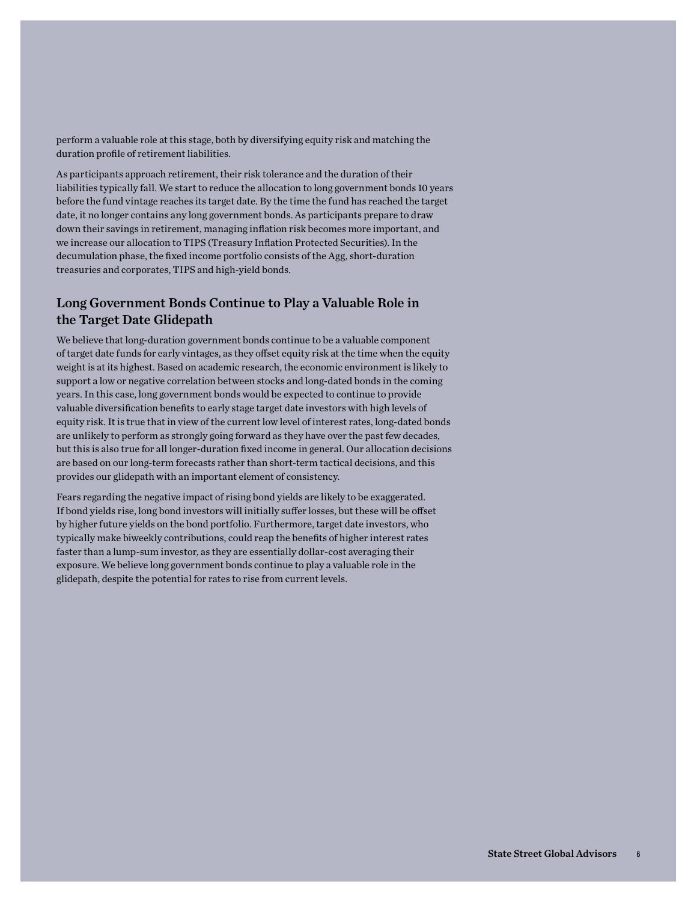perform a valuable role at this stage, both by diversifying equity risk and matching the duration profile of retirement liabilities.

As participants approach retirement, their risk tolerance and the duration of their liabilities typically fall. We start to reduce the allocation to long government bonds 10 years before the fund vintage reaches its target date. By the time the fund has reached the target date, it no longer contains any long government bonds. As participants prepare to draw down their savings in retirement, managing inflation risk becomes more important, and we increase our allocation to TIPS (Treasury Inflation Protected Securities). In the decumulation phase, the fixed income portfolio consists of the Agg, short-duration treasuries and corporates, TIPS and high-yield bonds.

## Long Government Bonds Continue to Play a Valuable Role in the Target Date Glidepath

We believe that long-duration government bonds continue to be a valuable component of target date funds for early vintages, as they offset equity risk at the time when the equity weight is at its highest. Based on academic research, the economic environment is likely to support a low or negative correlation between stocks and long-dated bonds in the coming years. In this case, long government bonds would be expected to continue to provide valuable diversification benefits to early stage target date investors with high levels of equity risk. It is true that in view of the current low level of interest rates, long-dated bonds are unlikely to perform as strongly going forward as they have over the past few decades, but this is also true for all longer-duration fixed income in general. Our allocation decisions are based on our long-term forecasts rather than short-term tactical decisions, and this provides our glidepath with an important element of consistency.

Fears regarding the negative impact of rising bond yields are likely to be exaggerated. If bond yields rise, long bond investors will initially suffer losses, but these will be offset by higher future yields on the bond portfolio. Furthermore, target date investors, who typically make biweekly contributions, could reap the benefits of higher interest rates faster than a lump-sum investor, as they are essentially dollar-cost averaging their exposure. We believe long government bonds continue to play a valuable role in the glidepath, despite the potential for rates to rise from current levels.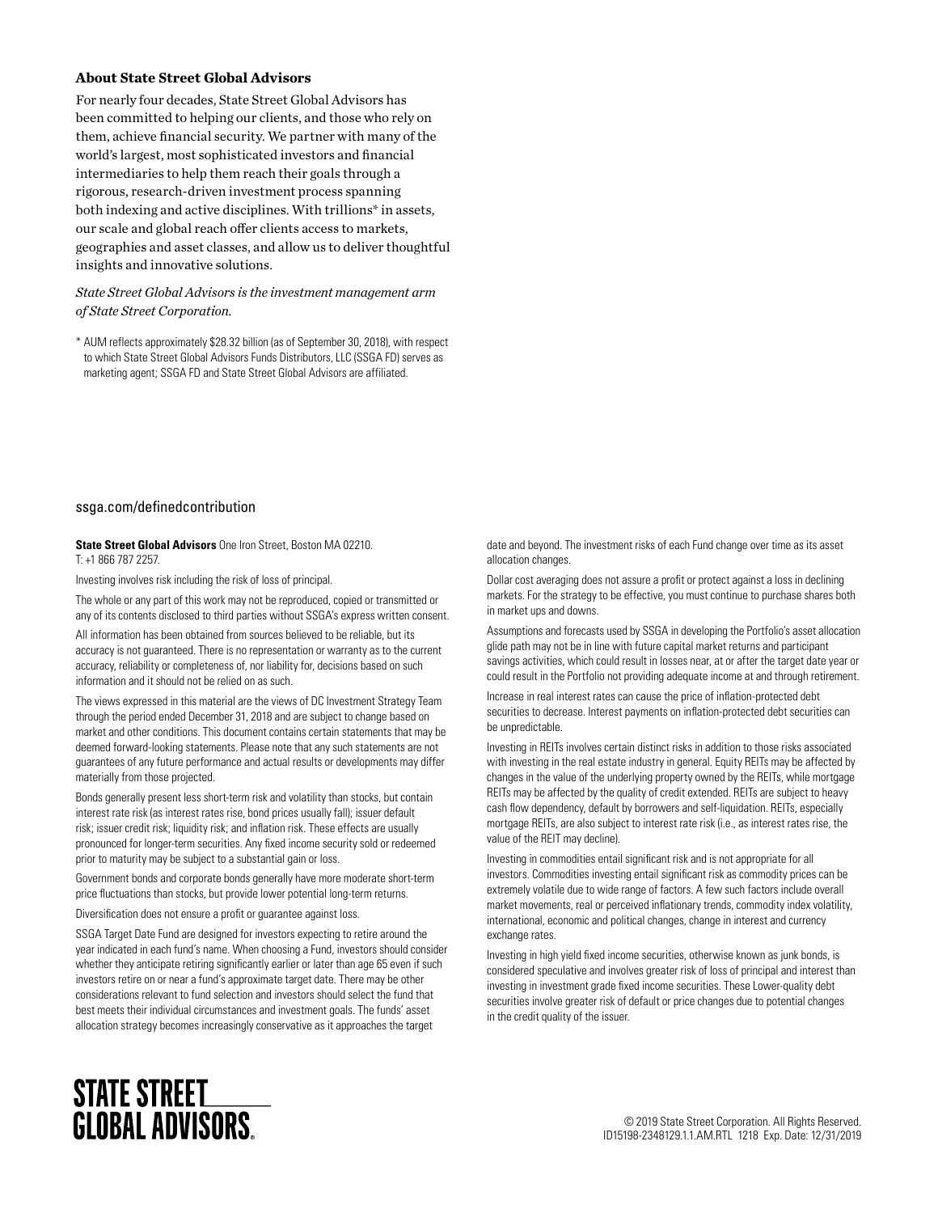**About State Street Global Advisors**

For nearly four decades, State Street Global Advisors has been committed to helping our clients, and those who rely on them, achieve financial security. We partner with many of the world's largest, most sophisticated investors and financial intermediaries to help them reach their goals through a rigorous, research-driven investment process spanning both indexing and active disciplines. With trillions* in assets, our scale and global reach offer clients access to markets, geographies and asset classes, and allow us to deliver thoughtful insights and innovative solutions.

*State Street Global Advisors is the investment management arm of State Street Corporation.*

\* AUM reflects approximately $28.32 billion (as of September 30, 2018), with respect to which State Street Global Advisors Funds Distributors, LLC (SSGA FD) serves as marketing agent; SSGA FD and State Street Global Advisors are affiliated.

ssga.com/definedcontribution

**State Street Global Advisors** One Iron Street, Boston MA 02210.
T: +1 866 787 2257.

Investing involves risk including the risk of loss of principal.

The whole or any part of this work may not be reproduced, copied or transmitted or any of its contents disclosed to third parties without SSGA's express written consent.

All information has been obtained from sources believed to be reliable, but its accuracy is not guaranteed. There is no representation or warranty as to the current accuracy, reliability or completeness of, nor liability for, decisions based on such information and it should not be relied on as such.

The views expressed in this material are the views of DC Investment Strategy Team through the period ended December 31, 2018 and are subject to change based on market and other conditions. This document contains certain statements that may be deemed forward-looking statements. Please note that any such statements are not guarantees of any future performance and actual results or developments may differ materially from those projected.

Bonds generally present less short-term risk and volatility than stocks, but contain interest rate risk (as interest rates rise, bond prices usually fall); issuer default risk; issuer credit risk; liquidity risk; and inflation risk. These effects are usually pronounced for longer-term securities. Any fixed income security sold or redeemed prior to maturity may be subject to a substantial gain or loss.

Government bonds and corporate bonds generally have more moderate short-term price fluctuations than stocks, but provide lower potential long-term returns.

Diversification does not ensure a profit or guarantee against loss.

SSGA Target Date Fund are designed for investors expecting to retire around the year indicated in each fund's name. When choosing a Fund, investors should consider whether they anticipate retiring significantly earlier or later than age 65 even if such investors retire on or near a fund's approximate target date. There may be other considerations relevant to fund selection and investors should select the fund that best meets their individual circumstances and investment goals. The funds' asset allocation strategy becomes increasingly conservative as it approaches the target date and beyond. The investment risks of each Fund change over time as its asset allocation changes.

Dollar cost averaging does not assure a profit or protect against a loss in declining markets. For the strategy to be effective, you must continue to purchase shares both in market ups and downs.

Assumptions and forecasts used by SSGA in developing the Portfolio's asset allocation glide path may not be in line with future capital market returns and participant savings activities, which could result in losses near, at or after the target date year or could result in the Portfolio not providing adequate income at and through retirement.

Increase in real interest rates can cause the price of inflation-protected debt securities to decrease. Interest payments on inflation-protected debt securities can be unpredictable.

Investing in REITs involves certain distinct risks in addition to those risks associated with investing in the real estate industry in general. Equity REITs may be affected by changes in the value of the underlying property owned by the REITs, while mortgage REITs may be affected by the quality of credit extended. REITs are subject to heavy cash flow dependency, default by borrowers and self-liquidation. REITs, especially mortgage REITs, are also subject to interest rate risk (i.e., as interest rates rise, the value of the REIT may decline).

Investing in commodities entail significant risk and is not appropriate for all investors. Commodities investing entail significant risk as commodity prices can be extremely volatile due to wide range of factors. A few such factors include overall market movements, real or perceived inflationary trends, commodity index volatility, international, economic and political changes, change in interest and currency exchange rates.

Investing in high yield fixed income securities, otherwise known as junk bonds, is considered speculative and involves greater risk of loss of principal and interest than investing in investment grade fixed income securities. These Lower-quality debt securities involve greater risk of default or price changes due to potential changes in the credit quality of the issuer.

STATE STREET GLOBAL ADVISORS

© 2019 State Street Corporation. All Rights Reserved.
ID15198-2348129.1.1.AM.RTL 1218 Exp. Date: 12/31/2019